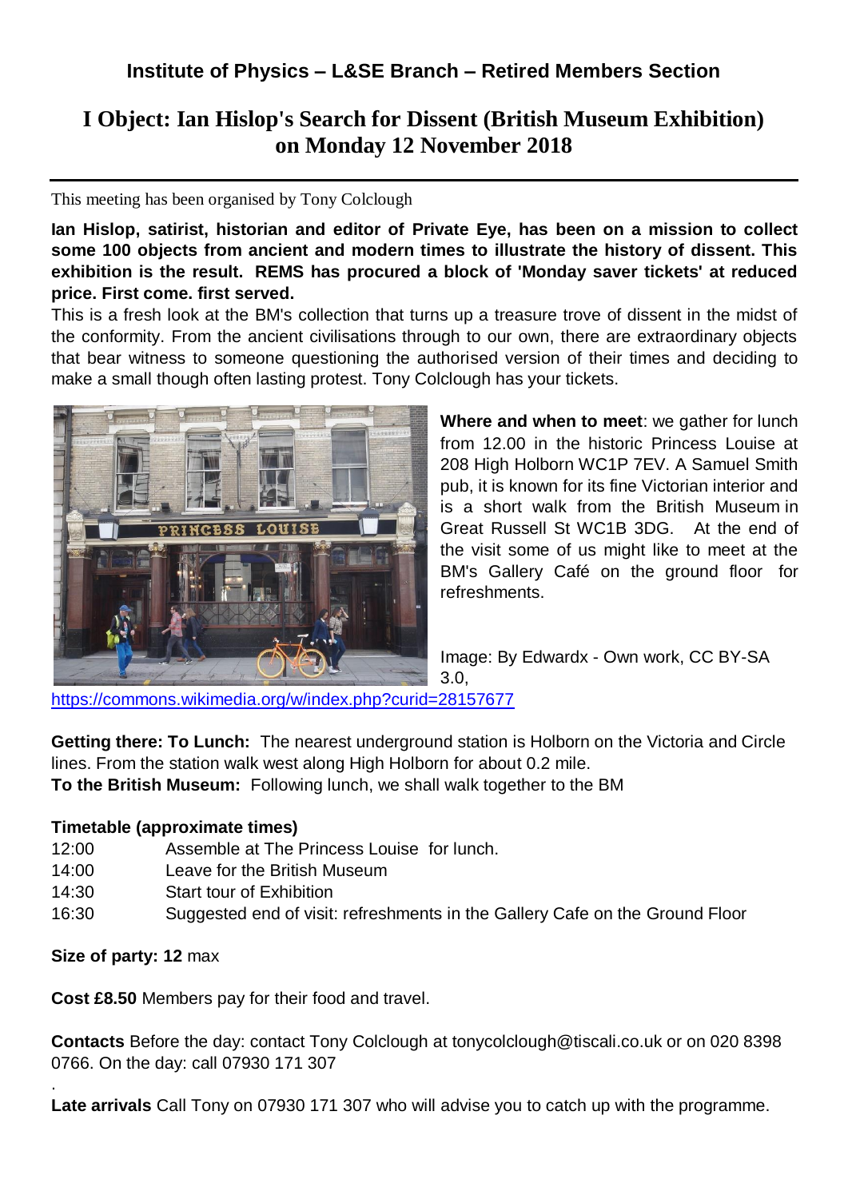### Institute of Physics – L&SE Branch – Retired Members Section

# I Object: Ian Hislop's Search for Dissent (British Museum Exhibition) on Monday 12 November 2018

This meeting has been organised by Tony Colclough

**Ian Hislop, satirist, historian and editor of Private Eye, has been on a mission to collect some 100 objects from ancient and modern times to illustrate the history of dissent. This exhibition is the result. REMS has procured a block of 'Monday saver tickets' at reduced price. First come. first served.**

This is a fresh look at the BM's collection that turns up a treasure trove of dissent in the midst of the conformity. From the ancient civilisations through to our own, there are extraordinary objects that bear witness to someone questioning the authorised version of their times and deciding to make a small though often lasting protest. Tony Colclough has your tickets.

**Where and when to meet**: we gather for lunch from 12.00 in the historic Princess Louise at 208 High Holborn WC1P 7EV. A Samuel Smith pub, it is known for its fine Victorian interior and is a short walk from the British Museum in Great Russell St WC1B 3DG. At the end of the visit some of us might like to meet at the BM's Gallery Café on the ground floor for refreshments.

Image: By Edwardx - Own work, CC BY-SA 3.0, https://commons.wikimedia.org/w/index.php?curid=28157677

**Getting there: To Lunch:** The nearest underground station is Holborn on the Victoria and Circle lines. From the station walk west along High Holborn for about 0.2 mile.
**To the British Museum:** Following lunch, we shall walk together to the BM

**Timetable (approximate times)**

| | |
|---|---|
| 12:00 | Assemble at The Princess Louise for lunch. |
| 14:00 | Leave for the British Museum |
| 14:30 | Start tour of Exhibition |
| 16:30 | Suggested end of visit: refreshments in the Gallery Cafe on the Ground Floor |

**Size of party: 12** max

**Cost £8.50** Members pay for their food and travel.

**Contacts** Before the day: contact Tony Colclough at tonycolclough@tiscali.co.uk or on 020 8398 0766. On the day: call 07930 171 307

**Late arrivals** Call Tony on 07930 171 307 who will advise you to catch up with the programme.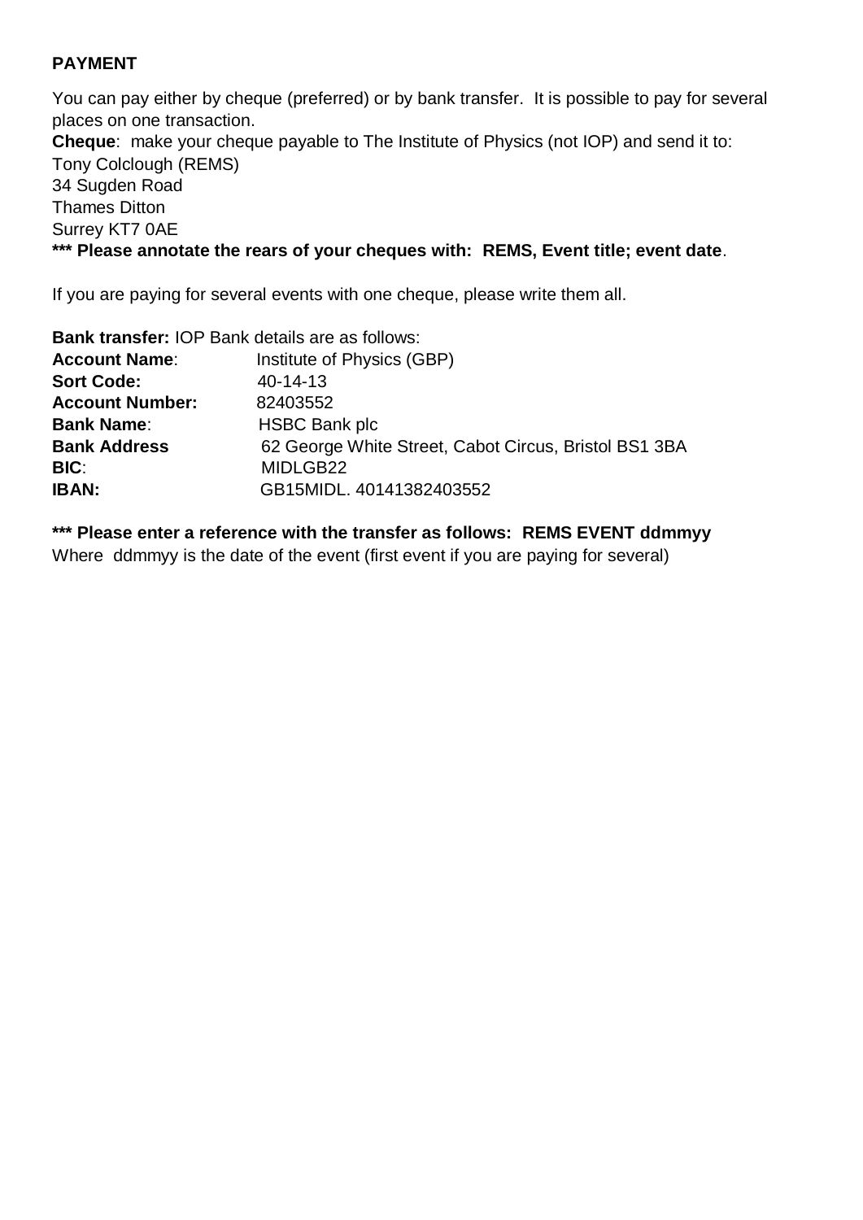**PAYMENT**

You can pay either by cheque (preferred) or by bank transfer. It is possible to pay for several places on one transaction.

**Cheque**: make your cheque payable to The Institute of Physics (not IOP) and send it to:
Tony Colclough (REMS)
34 Sugden Road
Thames Ditton
Surrey KT7 0AE

**\*\*\* Please annotate the rears of your cheques with: REMS, Event title; event date**.

If you are paying for several events with one cheque, please write them all.

**Bank transfer:** IOP Bank details are as follows:

| | |
|---|---|
| **Account Name**: | Institute of Physics (GBP) |
| **Sort Code:** | 40-14-13 |
| **Account Number:** | 82403552 |
| **Bank Name**: | HSBC Bank plc |
| **Bank Address** | 62 George White Street, Cabot Circus, Bristol BS1 3BA |
| **BIC**: | MIDLGB22 |
| **IBAN:** | GB15MIDL. 40141382403552 |

**\*\*\* Please enter a reference with the transfer as follows: REMS EVENT ddmmyy**
Where ddmmyy is the date of the event (first event if you are paying for several)